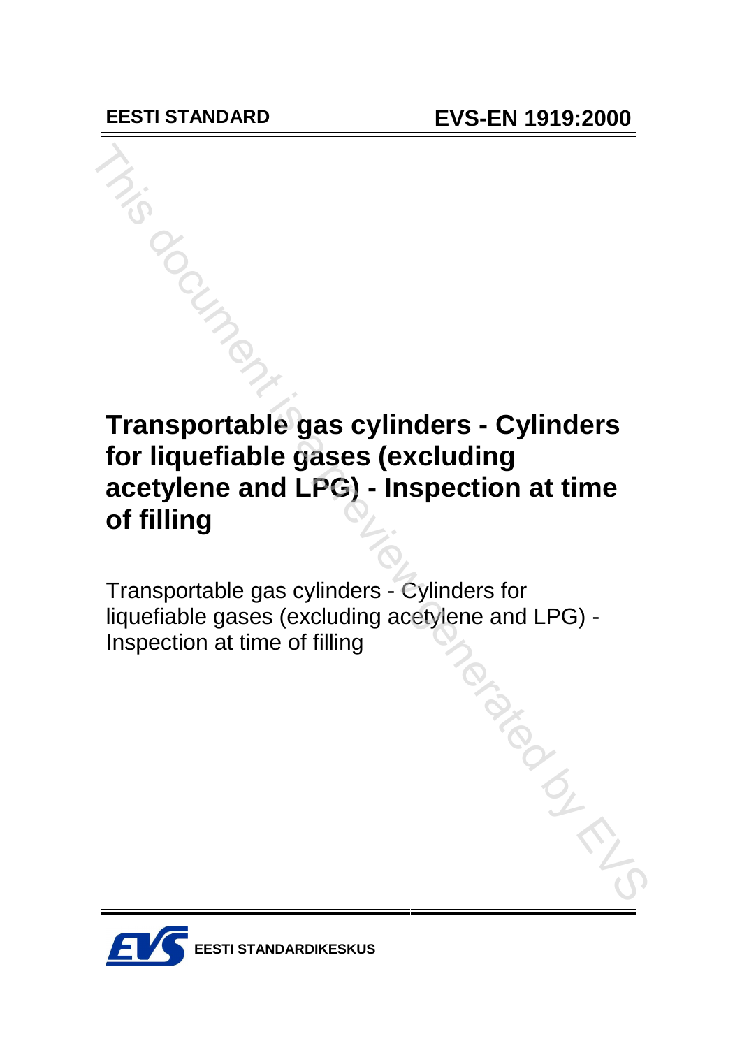**EESTI STANDARD** **EVS-EN 1919:2000**

# Transportable gas cylinders - Cylinders for liquefiable gases (excluding acetylene and LPG) - Inspection at time of filling

Transportable gas cylinders - Cylinders for liquefiable gases (excluding acetylene and LPG) - Inspection at time of filling

EESTI STANDARDIKESKUS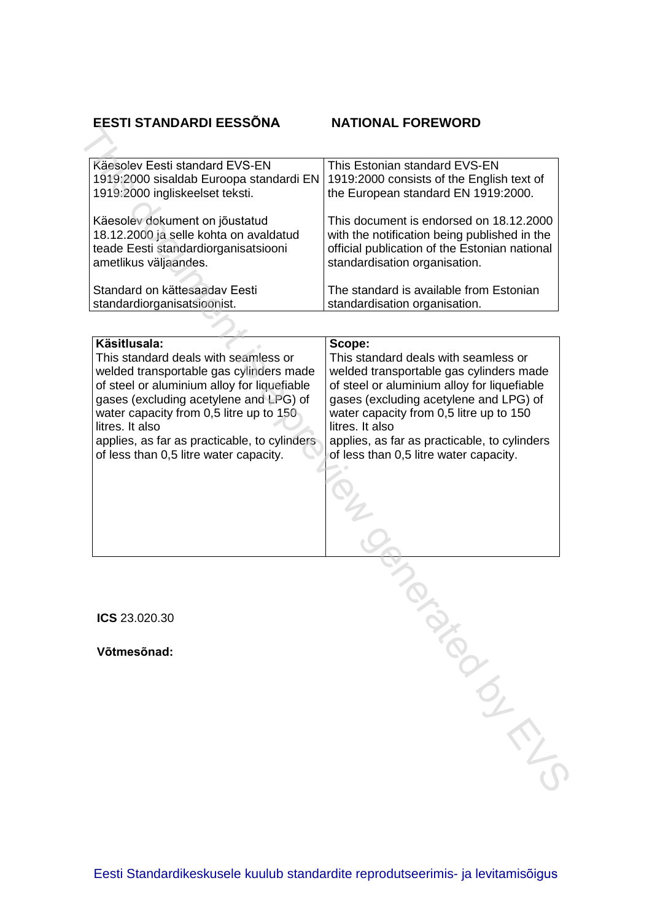| **EESTI STANDARDI EESSÕNA** | **NATIONAL FOREWORD** |
|---|---|
| Käesolev Eesti standard EVS-EN 1919:2000 sisaldab Euroopa standardi EN 1919:2000 ingliskeelset teksti. | This Estonian standard EVS-EN 1919:2000 consists of the English text of the European standard EN 1919:2000. |
| Käesolev dokument on jõustatud 18.12.2000 ja selle kohta on avaldatud teade Eesti standardiorganisatsiooni ametlikus väljaandes. | This document is endorsed on 18.12.2000 with the notification being published in the official publication of the Estonian national standardisation organisation. |
| Standard on kättesaadav Eesti standardiorganisatsioonist. | The standard is available from Estonian standardisation organisation. |

| **Käsitlusala:** | **Scope:** |
|---|---|
| This standard deals with seamless or welded transportable gas cylinders made of steel or aluminium alloy for liquefiable gases (excluding acetylene and LPG) of water capacity from 0,5 litre up to 150 litres. It also applies, as far as practicable, to cylinders of less than 0,5 litre water capacity. | This standard deals with seamless or welded transportable gas cylinders made of steel or aluminium alloy for liquefiable gases (excluding acetylene and LPG) of water capacity from 0,5 litre up to 150 litres. It also applies, as far as practicable, to cylinders of less than 0,5 litre water capacity. |

**ICS** 23.020.30

**Võtmesõnad:**

Eesti Standardikeskusele kuulub standardite reprodutseerimis- ja levitamisõigus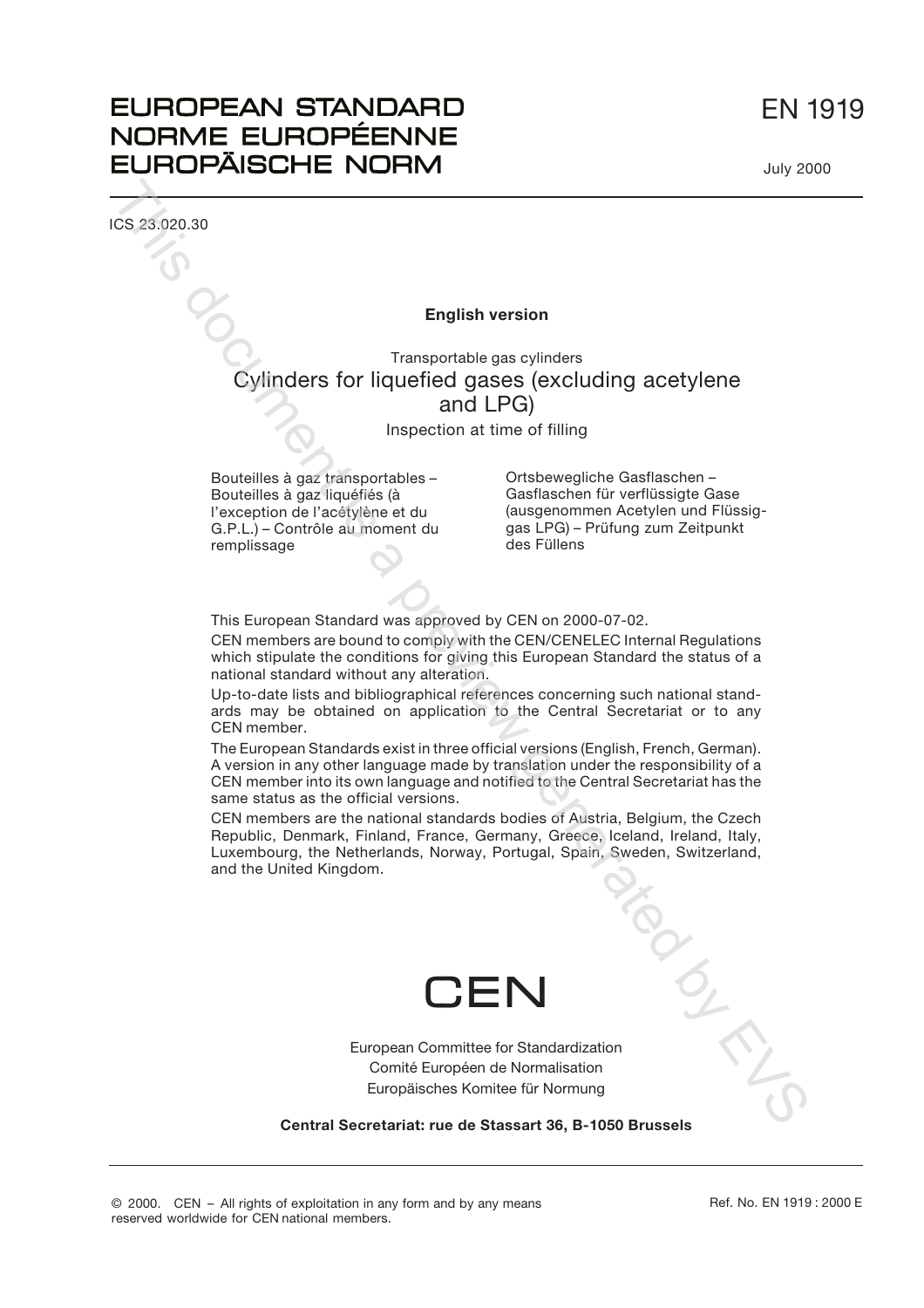# EUROPEAN STANDARD
# NORME EUROPÉENNE
# EUROPÄISCHE NORM

EN 1919

July 2000

ICS 23.020.30

**English version**

Transportable gas cylinders

## Cylinders for liquefied gases (excluding acetylene and LPG)

Inspection at time of filling

Bouteilles à gaz transportables – Bouteilles à gaz liquéfiés (à l'exception de l'acétylène et du G.P.L.) – Contrôle au moment du remplissage

Ortsbewegliche Gasflaschen – Gasflaschen für verflüssigte Gase (ausgenommen Acetylen und Flüssiggas LPG) – Prüfung zum Zeitpunkt des Füllens

This European Standard was approved by CEN on 2000-07-02.

CEN members are bound to comply with the CEN/CENELEC Internal Regulations which stipulate the conditions for giving this European Standard the status of a national standard without any alteration.

Up-to-date lists and bibliographical references concerning such national standards may be obtained on application to the Central Secretariat or to any CEN member.

The European Standards exist in three official versions (English, French, German). A version in any other language made by translation under the responsibility of a CEN member into its own language and notified to the Central Secretariat has the same status as the official versions.

CEN members are the national standards bodies of Austria, Belgium, the Czech Republic, Denmark, Finland, France, Germany, Greece, Iceland, Ireland, Italy, Luxembourg, the Netherlands, Norway, Portugal, Spain, Sweden, Switzerland, and the United Kingdom.

CEN

European Committee for Standardization
Comité Européen de Normalisation
Europäisches Komitee für Normung

**Central Secretariat: rue de Stassart 36, B-1050 Brussels**

© 2000. CEN – All rights of exploitation in any form and by any means reserved worldwide for CEN national members.

Ref. No. EN 1919 : 2000 E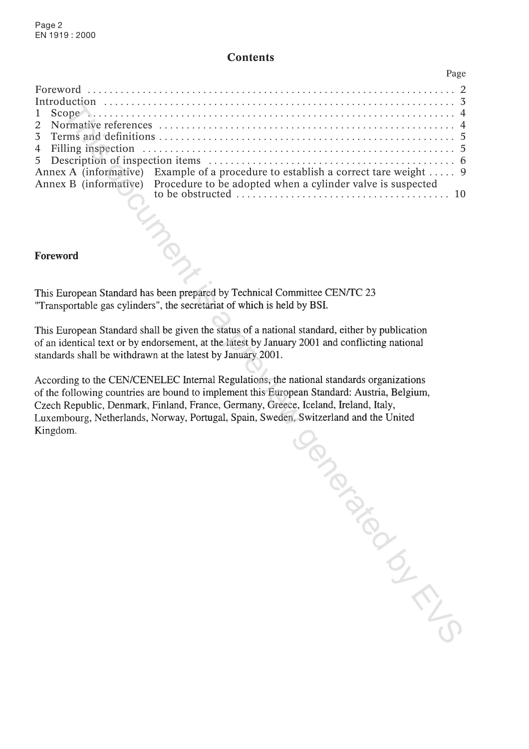# Contents

| | Page |
|---|---|
| Foreword | 2 |
| Introduction | 3 |
| 1 Scope | 4 |
| 2 Normative references | 4 |
| 3 Terms and definitions | 5 |
| 4 Filling inspection | 5 |
| 5 Description of inspection items | 6 |
| Annex A (informative) Example of a procedure to establish a correct tare weight | 9 |
| Annex B (informative) Procedure to be adopted when a cylinder valve is suspected to be obstructed | 10 |

## Foreword

This European Standard has been prepared by Technical Committee CEN/TC 23 "Transportable gas cylinders", the secretariat of which is held by BSI.

This European Standard shall be given the status of a national standard, either by publication of an identical text or by endorsement, at the latest by January 2001 and conflicting national standards shall be withdrawn at the latest by January 2001.

According to the CEN/CENELEC Internal Regulations, the national standards organizations of the following countries are bound to implement this European Standard: Austria, Belgium, Czech Republic, Denmark, Finland, France, Germany, Greece, Iceland, Ireland, Italy, Luxembourg, Netherlands, Norway, Portugal, Spain, Sweden, Switzerland and the United Kingdom.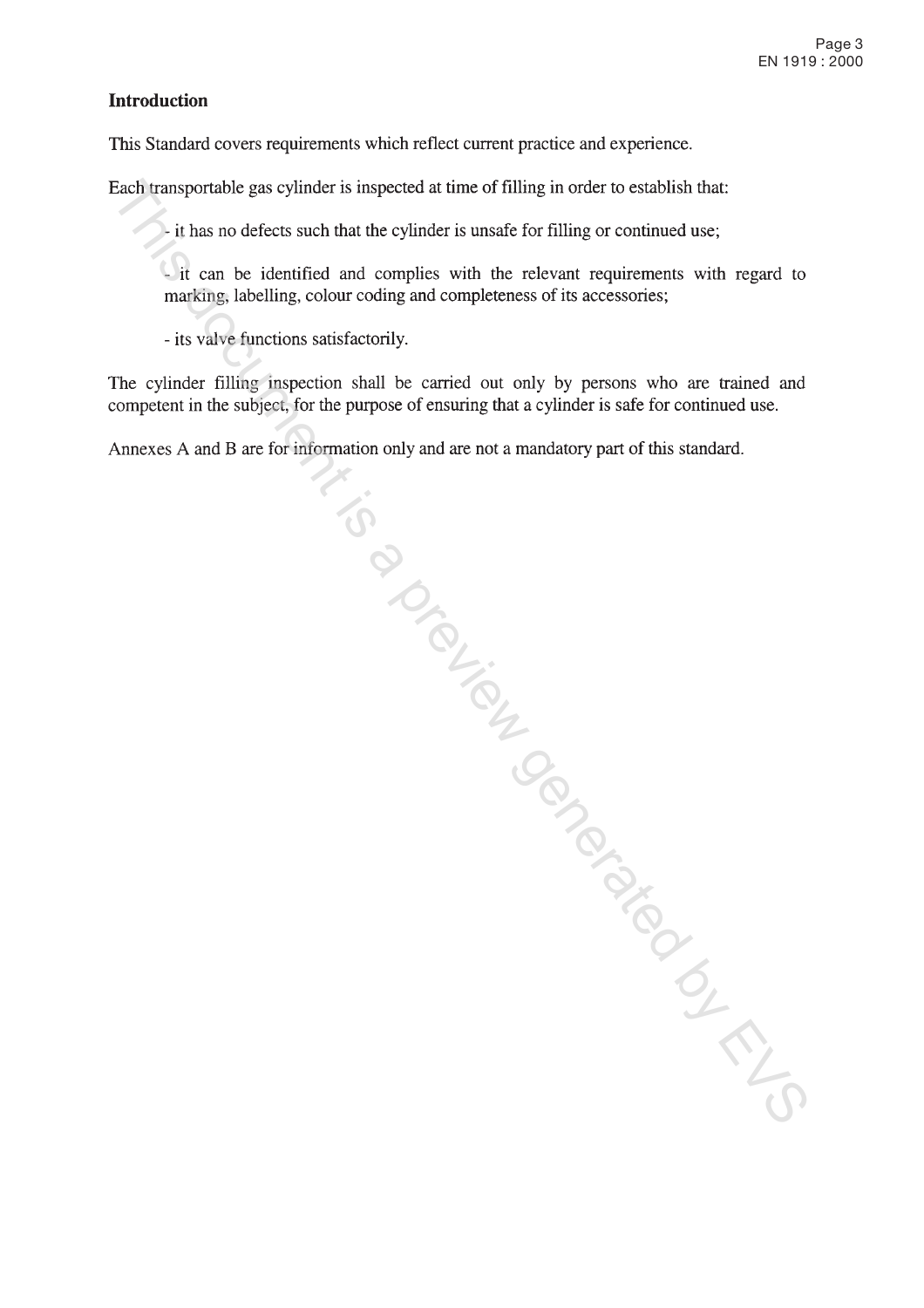## Introduction

This Standard covers requirements which reflect current practice and experience.

Each transportable gas cylinder is inspected at time of filling in order to establish that:

- it has no defects such that the cylinder is unsafe for filling or continued use;
- it can be identified and complies with the relevant requirements with regard to marking, labelling, colour coding and completeness of its accessories;
- its valve functions satisfactorily.

The cylinder filling inspection shall be carried out only by persons who are trained and competent in the subject, for the purpose of ensuring that a cylinder is safe for continued use.

Annexes A and B are for information only and are not a mandatory part of this standard.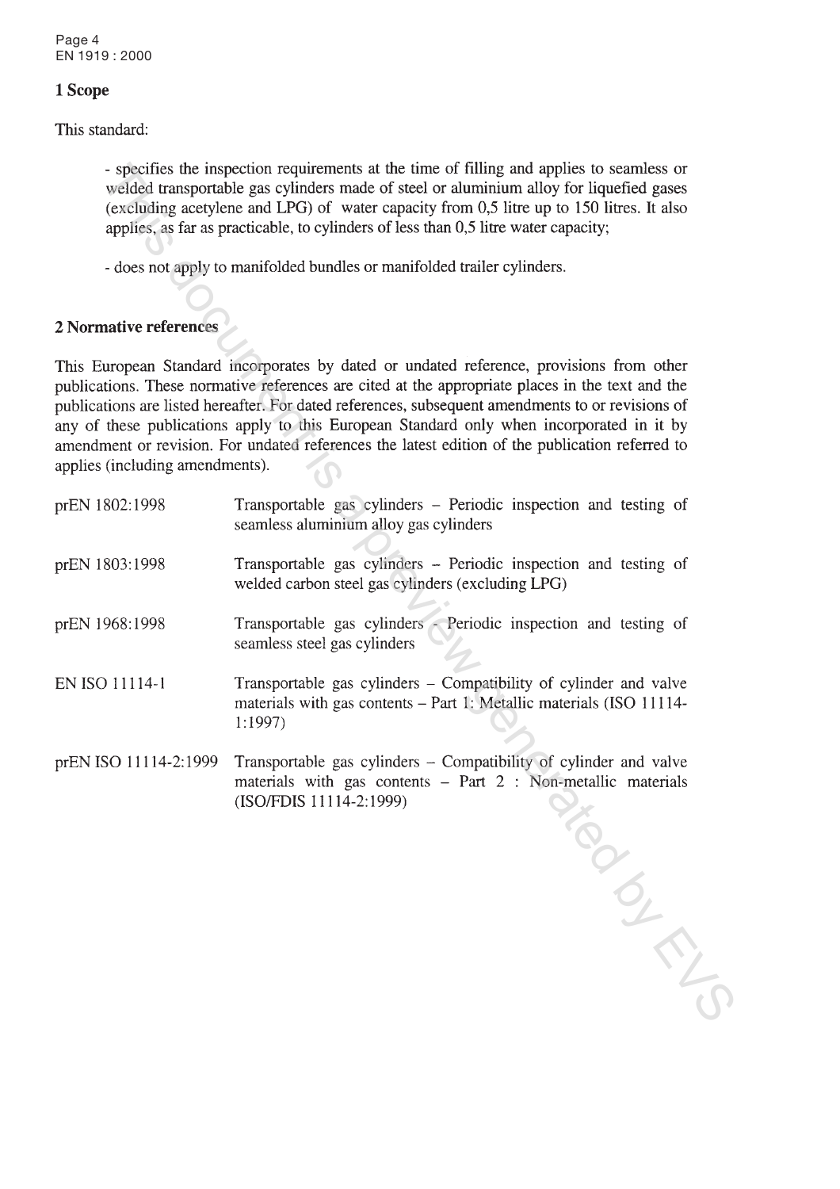## 1 Scope

This standard:

- specifies the inspection requirements at the time of filling and applies to seamless or welded transportable gas cylinders made of steel or aluminium alloy for liquefied gases (excluding acetylene and LPG) of water capacity from 0,5 litre up to 150 litres. It also applies, as far as practicable, to cylinders of less than 0,5 litre water capacity;

- does not apply to manifolded bundles or manifolded trailer cylinders.

## 2 Normative references

This European Standard incorporates by dated or undated reference, provisions from other publications. These normative references are cited at the appropriate places in the text and the publications are listed hereafter. For dated references, subsequent amendments to or revisions of any of these publications apply to this European Standard only when incorporated in it by amendment or revision. For undated references the latest edition of the publication referred to applies (including amendments).

| | |
|---|---|
| prEN 1802:1998 | Transportable gas cylinders – Periodic inspection and testing of seamless aluminium alloy gas cylinders |
| prEN 1803:1998 | Transportable gas cylinders – Periodic inspection and testing of welded carbon steel gas cylinders (excluding LPG) |
| prEN 1968:1998 | Transportable gas cylinders - Periodic inspection and testing of seamless steel gas cylinders |
| EN ISO 11114-1 | Transportable gas cylinders – Compatibility of cylinder and valve materials with gas contents – Part 1: Metallic materials (ISO 11114-1:1997) |
| prEN ISO 11114-2:1999 | Transportable gas cylinders – Compatibility of cylinder and valve materials with gas contents – Part 2 : Non-metallic materials (ISO/FDIS 11114-2:1999) |